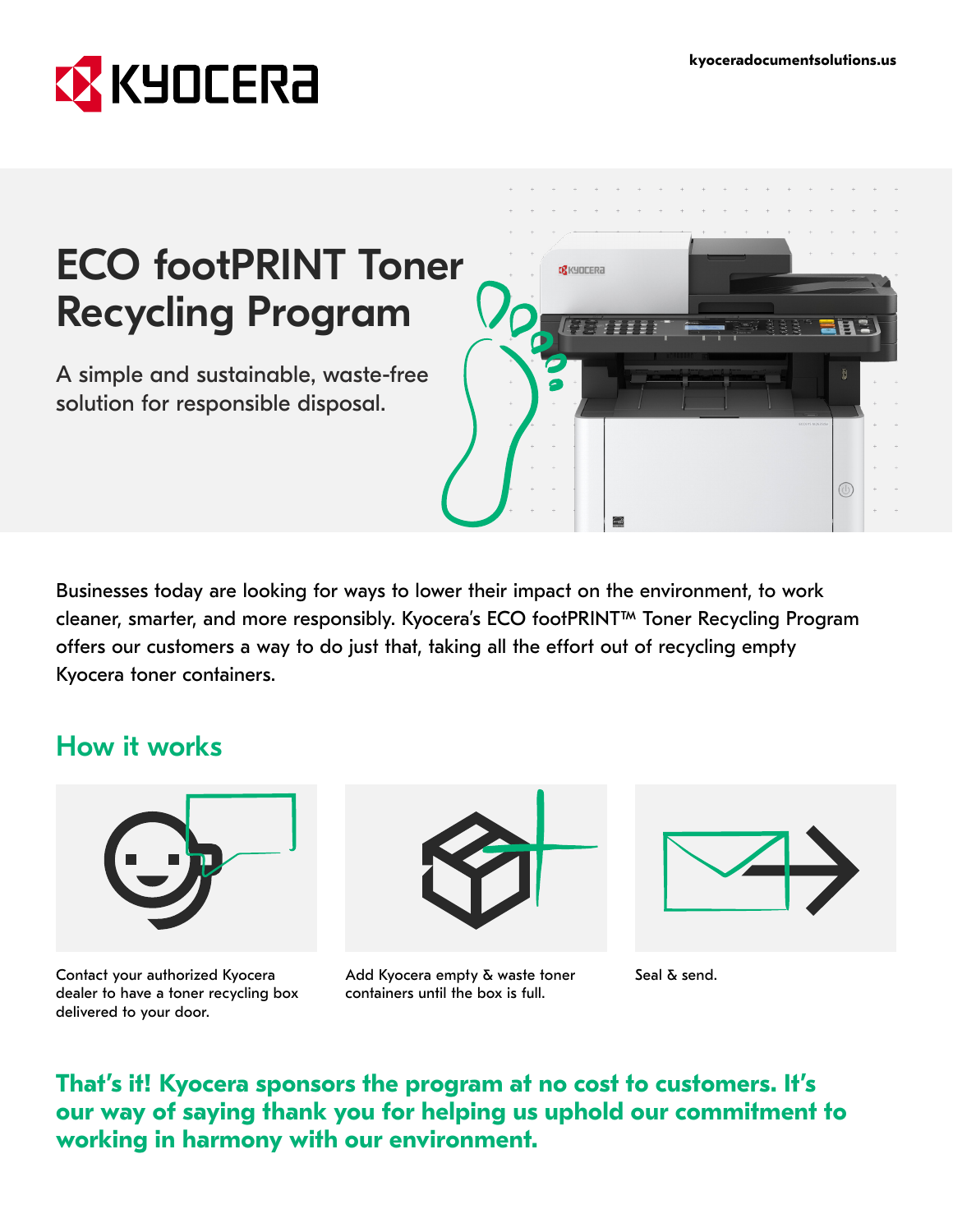kyoceradocumentsolutions.us

# ECO footPRINT Toner Recycling Program

A simple and sustainable, waste-free solution for responsible disposal.

Businesses today are looking for ways to lower their impact on the environment, to work cleaner, smarter, and more responsibly. Kyocera's ECO footPRINT™ Toner Recycling Program offers our customers a way to do just that, taking all the effort out of recycling empty Kyocera toner containers.

## How it works

Contact your authorized Kyocera dealer to have a toner recycling box delivered to your door.

Add Kyocera empty & waste toner containers until the box is full.

Seal & send.

**That's it! Kyocera sponsors the program at no cost to customers. It's our way of saying thank you for helping us uphold our commitment to working in harmony with our environment.**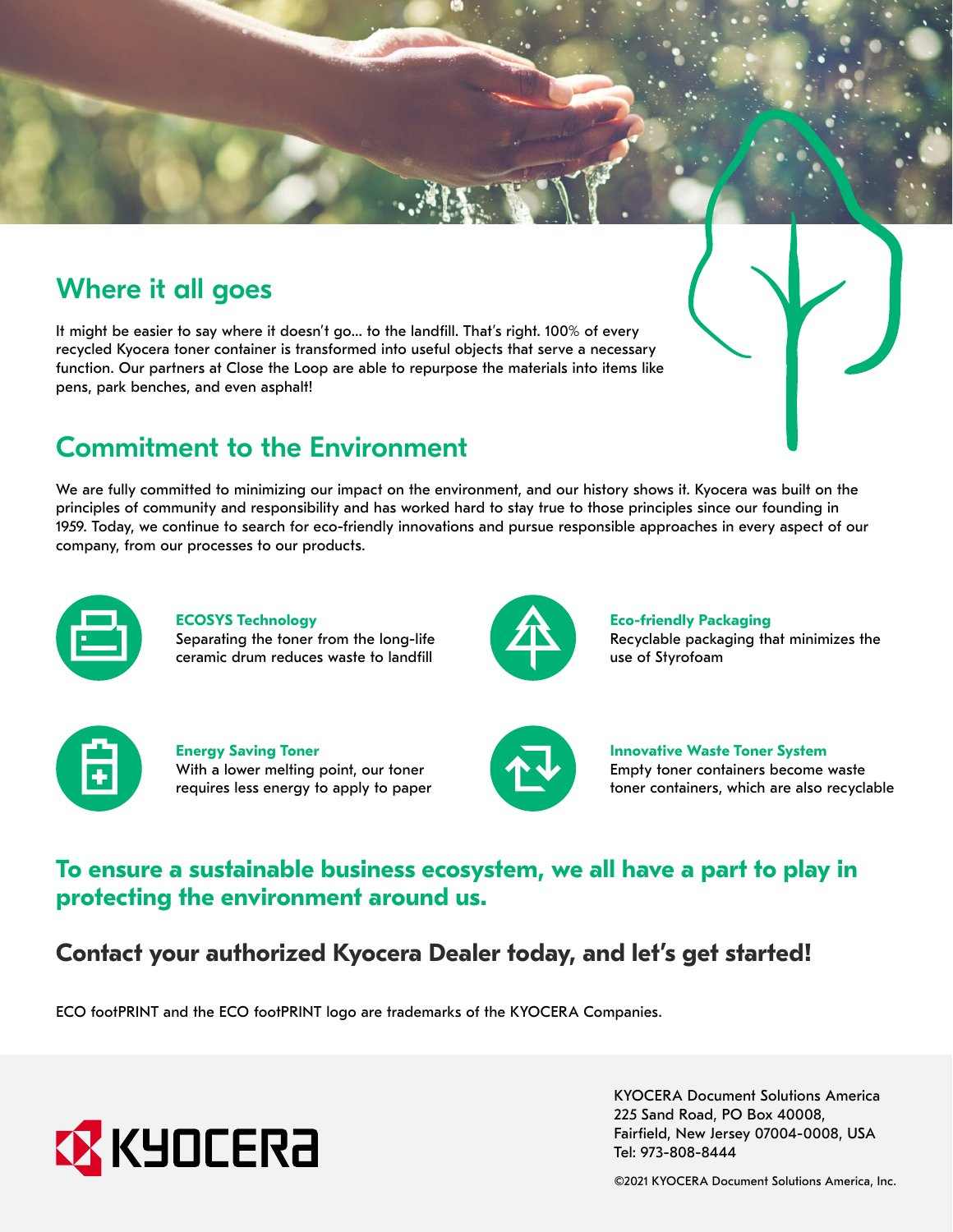## Where it all goes

It might be easier to say where it doesn't go... to the landfill. That's right. 100% of every recycled Kyocera toner container is transformed into useful objects that serve a necessary function. Our partners at Close the Loop are able to repurpose the materials into items like pens, park benches, and even asphalt!

## Commitment to the Environment

We are fully committed to minimizing our impact on the environment, and our history shows it. Kyocera was built on the principles of community and responsibility and has worked hard to stay true to those principles since our founding in 1959. Today, we continue to search for eco-friendly innovations and pursue responsible approaches in every aspect of our company, from our processes to our products.

**ECOSYS Technology**
Separating the toner from the long-life ceramic drum reduces waste to landfill

**Eco-friendly Packaging**
Recyclable packaging that minimizes the use of Styrofoam

**Energy Saving Toner**
With a lower melting point, our toner requires less energy to apply to paper

**Innovative Waste Toner System**
Empty toner containers become waste toner containers, which are also recyclable

### To ensure a sustainable business ecosystem, we all have a part to play in protecting the environment around us.

### Contact your authorized Kyocera Dealer today, and let's get started!

ECO footPRINT and the ECO footPRINT logo are trademarks of the KYOCERA Companies.

KYOCERA

KYOCERA Document Solutions America
225 Sand Road, PO Box 40008,
Fairfield, New Jersey 07004-0008, USA
Tel: 973-808-8444

©2021 KYOCERA Document Solutions America, Inc.